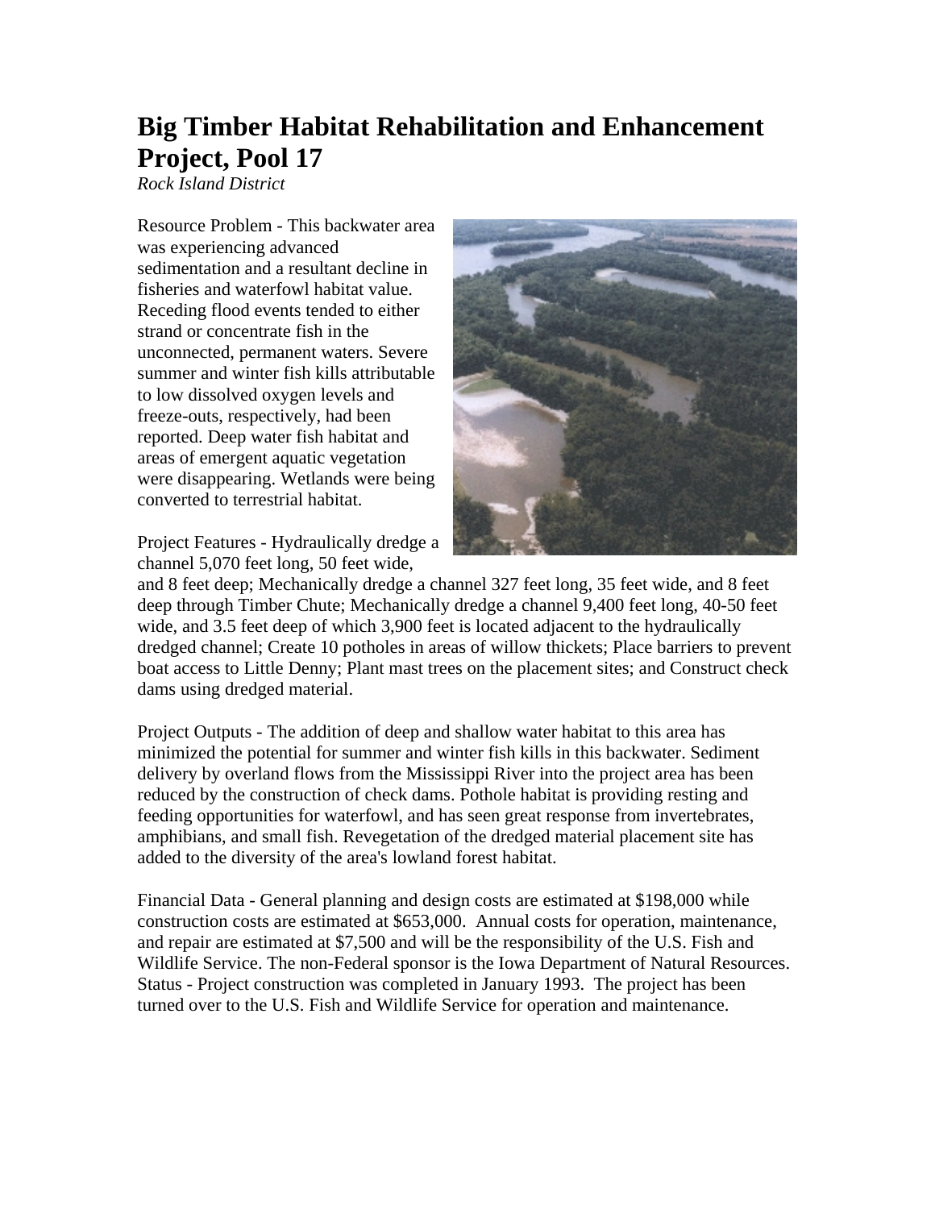# Big Timber Habitat Rehabilitation and Enhancement Project, Pool 17

*Rock Island District*

Resource Problem - This backwater area was experiencing advanced sedimentation and a resultant decline in fisheries and waterfowl habitat value. Receding flood events tended to either strand or concentrate fish in the unconnected, permanent waters. Severe summer and winter fish kills attributable to low dissolved oxygen levels and freeze-outs, respectively, had been reported. Deep water fish habitat and areas of emergent aquatic vegetation were disappearing. Wetlands were being converted to terrestrial habitat.

Project Features - Hydraulically dredge a channel 5,070 feet long, 50 feet wide, and 8 feet deep; Mechanically dredge a channel 327 feet long, 35 feet wide, and 8 feet deep through Timber Chute; Mechanically dredge a channel 9,400 feet long, 40-50 feet wide, and 3.5 feet deep of which 3,900 feet is located adjacent to the hydraulically dredged channel; Create 10 potholes in areas of willow thickets; Place barriers to prevent boat access to Little Denny; Plant mast trees on the placement sites; and Construct check dams using dredged material.

Project Outputs - The addition of deep and shallow water habitat to this area has minimized the potential for summer and winter fish kills in this backwater. Sediment delivery by overland flows from the Mississippi River into the project area has been reduced by the construction of check dams. Pothole habitat is providing resting and feeding opportunities for waterfowl, and has seen great response from invertebrates, amphibians, and small fish. Revegetation of the dredged material placement site has added to the diversity of the area's lowland forest habitat.

Financial Data - General planning and design costs are estimated at $198,000 while construction costs are estimated at $653,000. Annual costs for operation, maintenance, and repair are estimated at $7,500 and will be the responsibility of the U.S. Fish and Wildlife Service. The non-Federal sponsor is the Iowa Department of Natural Resources.

Status - Project construction was completed in January 1993. The project has been turned over to the U.S. Fish and Wildlife Service for operation and maintenance.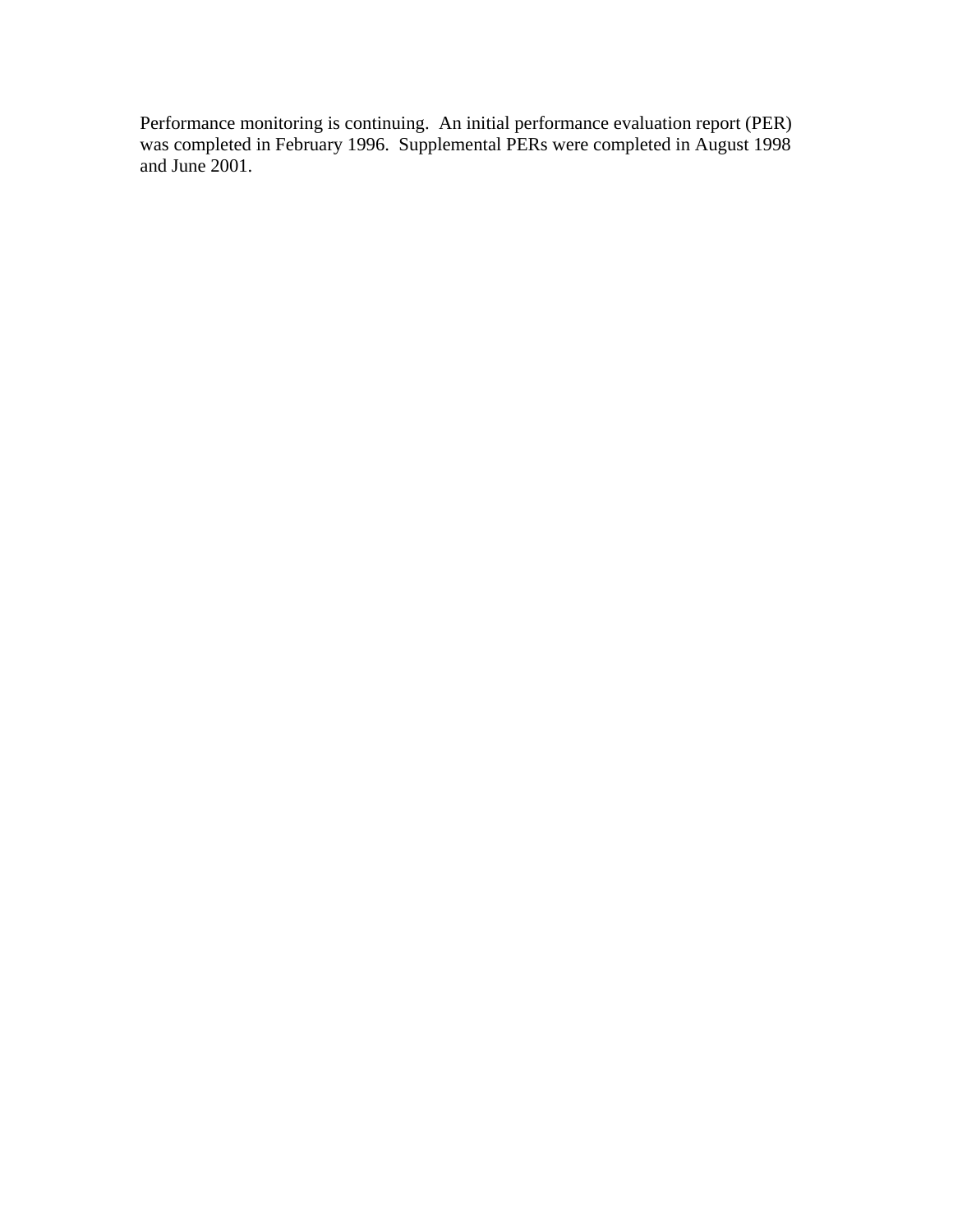Performance monitoring is continuing. An initial performance evaluation report (PER) was completed in February 1996. Supplemental PERs were completed in August 1998 and June 2001.